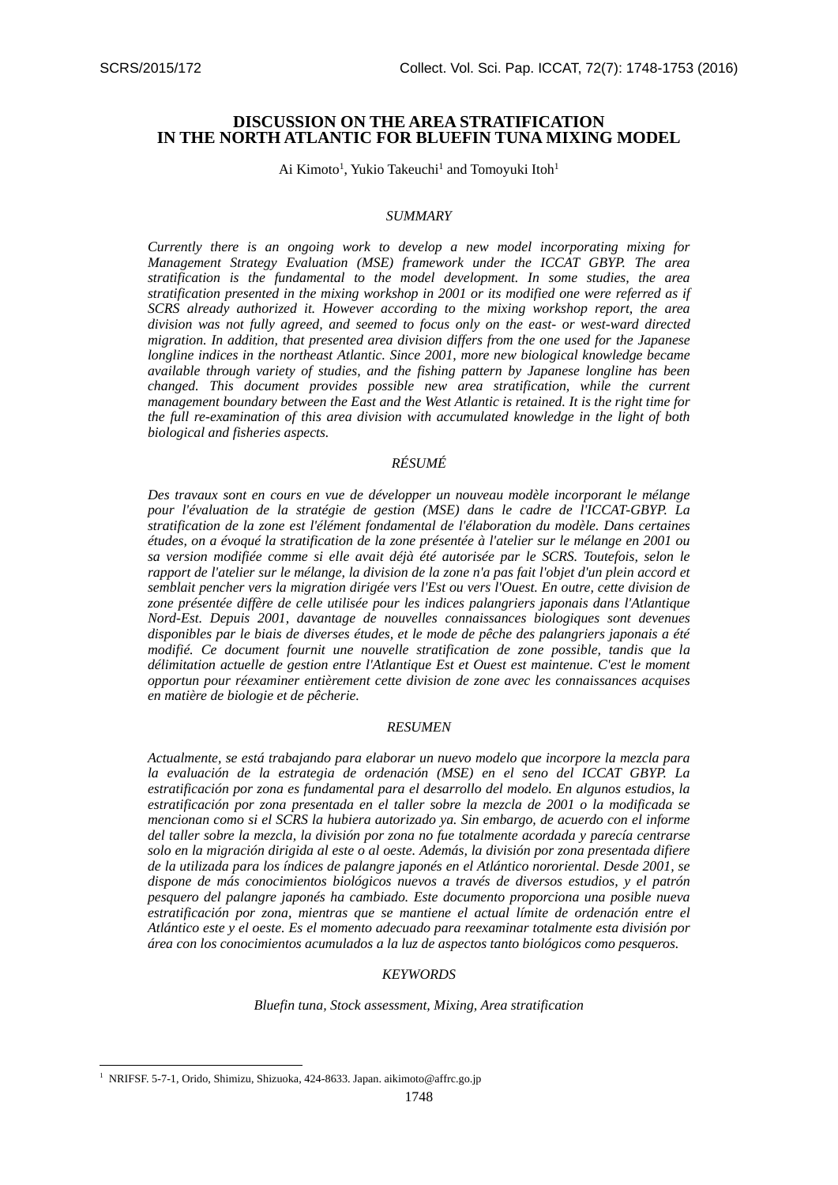# DISCUSSION ON THE AREA STRATIFICATION IN THE NORTH ATLANTIC FOR BLUEFIN TUNA MIXING MODEL

Ai Kimoto[1], Yukio Takeuchi[1] and Tomoyuki Itoh[1]

### *SUMMARY*

*Currently there is an ongoing work to develop a new model incorporating mixing for Management Strategy Evaluation (MSE) framework under the ICCAT GBYP. The area stratification is the fundamental to the model development. In some studies, the area stratification presented in the mixing workshop in 2001 or its modified one were referred as if SCRS already authorized it. However according to the mixing workshop report, the area division was not fully agreed, and seemed to focus only on the east- or west-ward directed migration. In addition, that presented area division differs from the one used for the Japanese longline indices in the northeast Atlantic. Since 2001, more new biological knowledge became available through variety of studies, and the fishing pattern by Japanese longline has been changed. This document provides possible new area stratification, while the current management boundary between the East and the West Atlantic is retained. It is the right time for the full re-examination of this area division with accumulated knowledge in the light of both biological and fisheries aspects.*

### *RÉSUMÉ*

*Des travaux sont en cours en vue de développer un nouveau modèle incorporant le mélange pour l'évaluation de la stratégie de gestion (MSE) dans le cadre de l'ICCAT-GBYP. La stratification de la zone est l'élément fondamental de l'élaboration du modèle. Dans certaines études, on a évoqué la stratification de la zone présentée à l'atelier sur le mélange en 2001 ou sa version modifiée comme si elle avait déjà été autorisée par le SCRS. Toutefois, selon le rapport de l'atelier sur le mélange, la division de la zone n'a pas fait l'objet d'un plein accord et semblait pencher vers la migration dirigée vers l'Est ou vers l'Ouest. En outre, cette division de zone présentée diffère de celle utilisée pour les indices palangriers japonais dans l'Atlantique Nord-Est. Depuis 2001, davantage de nouvelles connaissances biologiques sont devenues disponibles par le biais de diverses études, et le mode de pêche des palangriers japonais a été modifié. Ce document fournit une nouvelle stratification de zone possible, tandis que la délimitation actuelle de gestion entre l'Atlantique Est et Ouest est maintenue. C'est le moment opportun pour réexaminer entièrement cette division de zone avec les connaissances acquises en matière de biologie et de pêcherie.*

### *RESUMEN*

*Actualmente, se está trabajando para elaborar un nuevo modelo que incorpore la mezcla para la evaluación de la estrategia de ordenación (MSE) en el seno del ICCAT GBYP. La estratificación por zona es fundamental para el desarrollo del modelo. En algunos estudios, la estratificación por zona presentada en el taller sobre la mezcla de 2001 o la modificada se mencionan como si el SCRS la hubiera autorizado ya. Sin embargo, de acuerdo con el informe del taller sobre la mezcla, la división por zona no fue totalmente acordada y parecía centrarse solo en la migración dirigida al este o al oeste. Además, la división por zona presentada difiere de la utilizada para los índices de palangre japonés en el Atlántico nororiental. Desde 2001, se dispone de más conocimientos biológicos nuevos a través de diversos estudios, y el patrón pesquero del palangre japonés ha cambiado. Este documento proporciona una posible nueva estratificación por zona, mientras que se mantiene el actual límite de ordenación entre el Atlántico este y el oeste. Es el momento adecuado para reexaminar totalmente esta división por área con los conocimientos acumulados a la luz de aspectos tanto biológicos como pesqueros.*

### *KEYWORDS*

*Bluefin tuna, Stock assessment, Mixing, Area stratification*

---

[1] NRIFSF. 5-7-1, Orido, Shimizu, Shizuoka, 424-8633. Japan. aikimoto@affrc.go.jp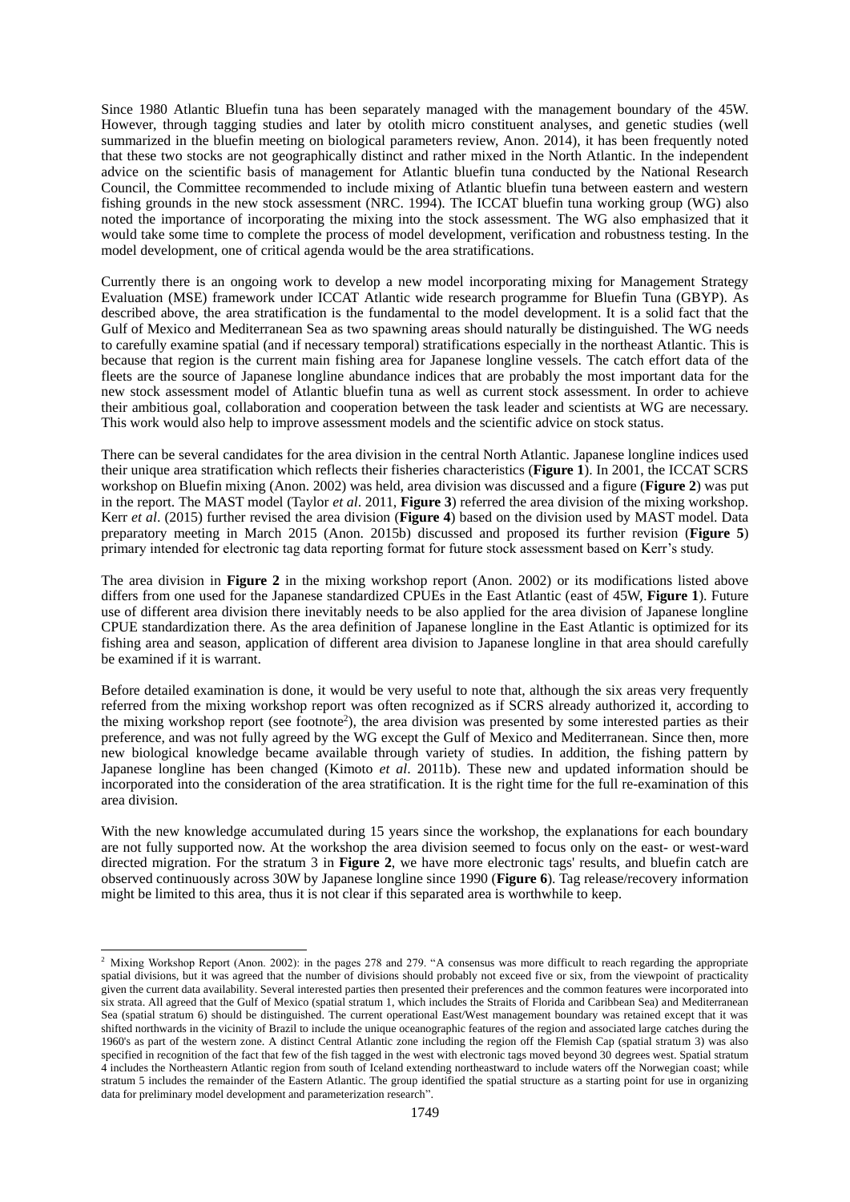Since 1980 Atlantic Bluefin tuna has been separately managed with the management boundary of the 45W. However, through tagging studies and later by otolith micro constituent analyses, and genetic studies (well summarized in the bluefin meeting on biological parameters review, Anon. 2014), it has been frequently noted that these two stocks are not geographically distinct and rather mixed in the North Atlantic. In the independent advice on the scientific basis of management for Atlantic bluefin tuna conducted by the National Research Council, the Committee recommended to include mixing of Atlantic bluefin tuna between eastern and western fishing grounds in the new stock assessment (NRC. 1994). The ICCAT bluefin tuna working group (WG) also noted the importance of incorporating the mixing into the stock assessment. The WG also emphasized that it would take some time to complete the process of model development, verification and robustness testing. In the model development, one of critical agenda would be the area stratifications.

Currently there is an ongoing work to develop a new model incorporating mixing for Management Strategy Evaluation (MSE) framework under ICCAT Atlantic wide research programme for Bluefin Tuna (GBYP). As described above, the area stratification is the fundamental to the model development. It is a solid fact that the Gulf of Mexico and Mediterranean Sea as two spawning areas should naturally be distinguished. The WG needs to carefully examine spatial (and if necessary temporal) stratifications especially in the northeast Atlantic. This is because that region is the current main fishing area for Japanese longline vessels. The catch effort data of the fleets are the source of Japanese longline abundance indices that are probably the most important data for the new stock assessment model of Atlantic bluefin tuna as well as current stock assessment. In order to achieve their ambitious goal, collaboration and cooperation between the task leader and scientists at WG are necessary. This work would also help to improve assessment models and the scientific advice on stock status.

There can be several candidates for the area division in the central North Atlantic. Japanese longline indices used their unique area stratification which reflects their fisheries characteristics (**Figure 1**). In 2001, the ICCAT SCRS workshop on Bluefin mixing (Anon. 2002) was held, area division was discussed and a figure (**Figure 2**) was put in the report. The MAST model (Taylor *et al*. 2011, **Figure 3**) referred the area division of the mixing workshop. Kerr *et al*. (2015) further revised the area division (**Figure 4**) based on the division used by MAST model. Data preparatory meeting in March 2015 (Anon. 2015b) discussed and proposed its further revision (**Figure 5**) primary intended for electronic tag data reporting format for future stock assessment based on Kerr's study.

The area division in **Figure 2** in the mixing workshop report (Anon. 2002) or its modifications listed above differs from one used for the Japanese standardized CPUEs in the East Atlantic (east of 45W, **Figure 1**). Future use of different area division there inevitably needs to be also applied for the area division of Japanese longline CPUE standardization there. As the area definition of Japanese longline in the East Atlantic is optimized for its fishing area and season, application of different area division to Japanese longline in that area should carefully be examined if it is warrant.

Before detailed examination is done, it would be very useful to note that, although the six areas very frequently referred from the mixing workshop report was often recognized as if SCRS already authorized it, according to the mixing workshop report (see footnote[2]), the area division was presented by some interested parties as their preference, and was not fully agreed by the WG except the Gulf of Mexico and Mediterranean. Since then, more new biological knowledge became available through variety of studies. In addition, the fishing pattern by Japanese longline has been changed (Kimoto *et al*. 2011b). These new and updated information should be incorporated into the consideration of the area stratification. It is the right time for the full re-examination of this area division.

With the new knowledge accumulated during 15 years since the workshop, the explanations for each boundary are not fully supported now. At the workshop the area division seemed to focus only on the east- or west-ward directed migration. For the stratum 3 in **Figure 2**, we have more electronic tags' results, and bluefin catch are observed continuously across 30W by Japanese longline since 1990 (**Figure 6**). Tag release/recovery information might be limited to this area, thus it is not clear if this separated area is worthwhile to keep.

---

[2] Mixing Workshop Report (Anon. 2002): in the pages 278 and 279. "A consensus was more difficult to reach regarding the appropriate spatial divisions, but it was agreed that the number of divisions should probably not exceed five or six, from the viewpoint of practicality given the current data availability. Several interested parties then presented their preferences and the common features were incorporated into six strata. All agreed that the Gulf of Mexico (spatial stratum 1, which includes the Straits of Florida and Caribbean Sea) and Mediterranean Sea (spatial stratum 6) should be distinguished. The current operational East/West management boundary was retained except that it was shifted northwards in the vicinity of Brazil to include the unique oceanographic features of the region and associated large catches during the 1960's as part of the western zone. A distinct Central Atlantic zone including the region off the Flemish Cap (spatial stratum 3) was also specified in recognition of the fact that few of the fish tagged in the west with electronic tags moved beyond 30 degrees west. Spatial stratum 4 includes the Northeastern Atlantic region from south of Iceland extending northeastward to include waters off the Norwegian coast; while stratum 5 includes the remainder of the Eastern Atlantic. The group identified the spatial structure as a starting point for use in organizing data for preliminary model development and parameterization research".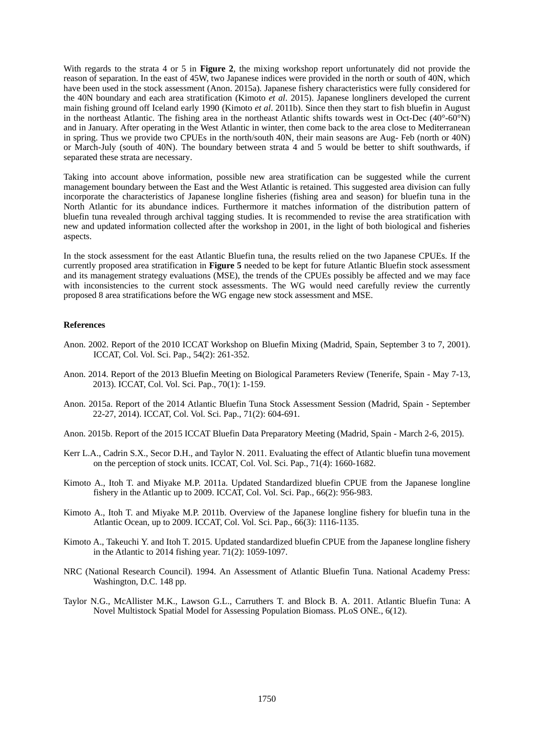With regards to the strata 4 or 5 in **Figure 2**, the mixing workshop report unfortunately did not provide the reason of separation. In the east of 45W, two Japanese indices were provided in the north or south of 40N, which have been used in the stock assessment (Anon. 2015a). Japanese fishery characteristics were fully considered for the 40N boundary and each area stratification (Kimoto *et al*. 2015). Japanese longliners developed the current main fishing ground off Iceland early 1990 (Kimoto *et al*. 2011b). Since then they start to fish bluefin in August in the northeast Atlantic. The fishing area in the northeast Atlantic shifts towards west in Oct-Dec (40°-60°N) and in January. After operating in the West Atlantic in winter, then come back to the area close to Mediterranean in spring. Thus we provide two CPUEs in the north/south 40N, their main seasons are Aug- Feb (north or 40N) or March-July (south of 40N). The boundary between strata 4 and 5 would be better to shift southwards, if separated these strata are necessary.

Taking into account above information, possible new area stratification can be suggested while the current management boundary between the East and the West Atlantic is retained. This suggested area division can fully incorporate the characteristics of Japanese longline fisheries (fishing area and season) for bluefin tuna in the North Atlantic for its abundance indices. Furthermore it matches information of the distribution pattern of bluefin tuna revealed through archival tagging studies. It is recommended to revise the area stratification with new and updated information collected after the workshop in 2001, in the light of both biological and fisheries aspects.

In the stock assessment for the east Atlantic Bluefin tuna, the results relied on the two Japanese CPUEs. If the currently proposed area stratification in **Figure 5** needed to be kept for future Atlantic Bluefin stock assessment and its management strategy evaluations (MSE), the trends of the CPUEs possibly be affected and we may face with inconsistencies to the current stock assessments. The WG would need carefully review the currently proposed 8 area stratifications before the WG engage new stock assessment and MSE.

**References**

Anon. 2002. Report of the 2010 ICCAT Workshop on Bluefin Mixing (Madrid, Spain, September 3 to 7, 2001). ICCAT, Col. Vol. Sci. Pap., 54(2): 261-352.

Anon. 2014. Report of the 2013 Bluefin Meeting on Biological Parameters Review (Tenerife, Spain - May 7-13, 2013). ICCAT, Col. Vol. Sci. Pap., 70(1): 1-159.

Anon. 2015a. Report of the 2014 Atlantic Bluefin Tuna Stock Assessment Session (Madrid, Spain - September 22-27, 2014). ICCAT, Col. Vol. Sci. Pap., 71(2): 604-691.

Anon. 2015b. Report of the 2015 ICCAT Bluefin Data Preparatory Meeting (Madrid, Spain - March 2-6, 2015).

Kerr L.A., Cadrin S.X., Secor D.H., and Taylor N. 2011. Evaluating the effect of Atlantic bluefin tuna movement on the perception of stock units. ICCAT, Col. Vol. Sci. Pap., 71(4): 1660-1682.

Kimoto A., Itoh T. and Miyake M.P. 2011a. Updated Standardized bluefin CPUE from the Japanese longline fishery in the Atlantic up to 2009. ICCAT, Col. Vol. Sci. Pap., 66(2): 956-983.

Kimoto A., Itoh T. and Miyake M.P. 2011b. Overview of the Japanese longline fishery for bluefin tuna in the Atlantic Ocean, up to 2009. ICCAT, Col. Vol. Sci. Pap., 66(3): 1116-1135.

Kimoto A., Takeuchi Y. and Itoh T. 2015. Updated standardized bluefin CPUE from the Japanese longline fishery in the Atlantic to 2014 fishing year. 71(2): 1059-1097.

NRC (National Research Council). 1994. An Assessment of Atlantic Bluefin Tuna. National Academy Press: Washington, D.C. 148 pp.

Taylor N.G., McAllister M.K., Lawson G.L., Carruthers T. and Block B. A. 2011. Atlantic Bluefin Tuna: A Novel Multistock Spatial Model for Assessing Population Biomass. PLoS ONE., 6(12).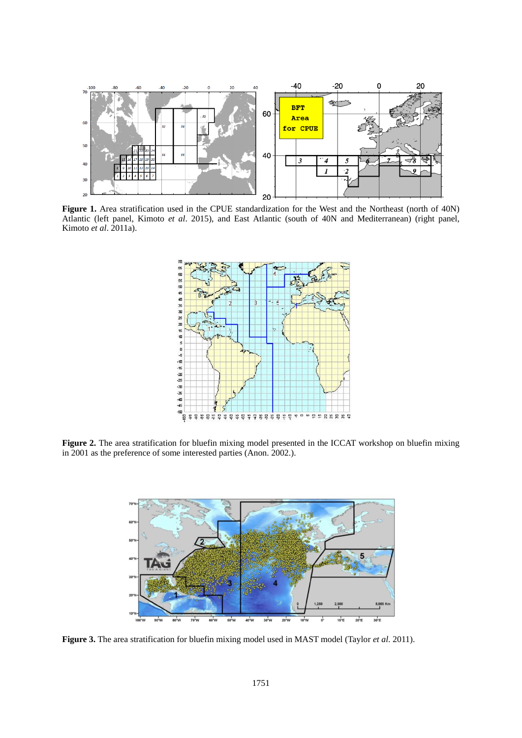**Figure 1.** Area stratification used in the CPUE standardization for the West and the Northeast (north of 40N) Atlantic (left panel, Kimoto *et al*. 2015), and East Atlantic (south of 40N and Mediterranean) (right panel, Kimoto *et al*. 2011a).

**Figure 2.** The area stratification for bluefin mixing model presented in the ICCAT workshop on bluefin mixing in 2001 as the preference of some interested parties (Anon. 2002.).

**Figure 3.** The area stratification for bluefin mixing model used in MAST model (Taylor *et al.* 2011).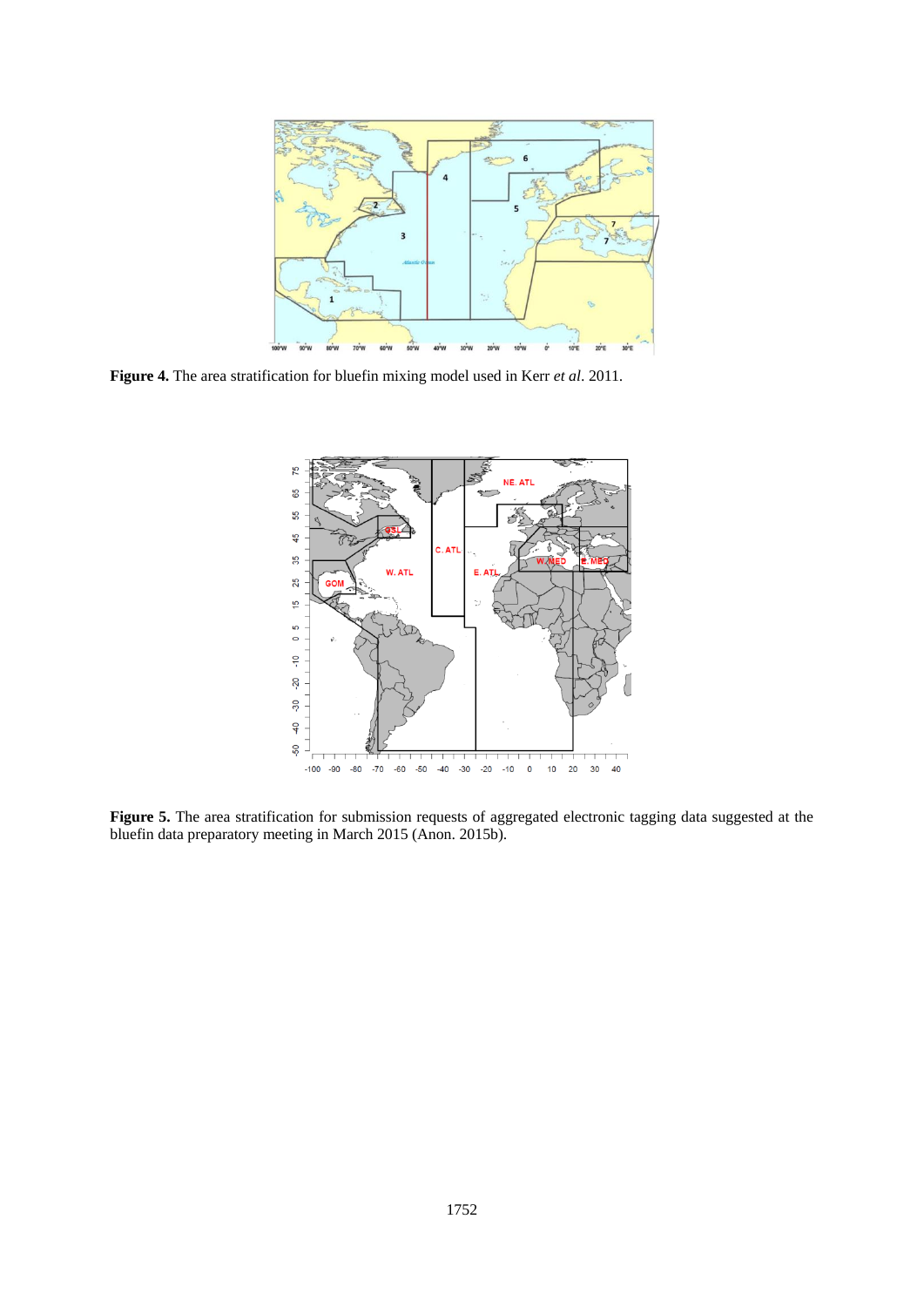**Figure 4.** The area stratification for bluefin mixing model used in Kerr *et al*. 2011.

**Figure 5.** The area stratification for submission requests of aggregated electronic tagging data suggested at the bluefin data preparatory meeting in March 2015 (Anon. 2015b).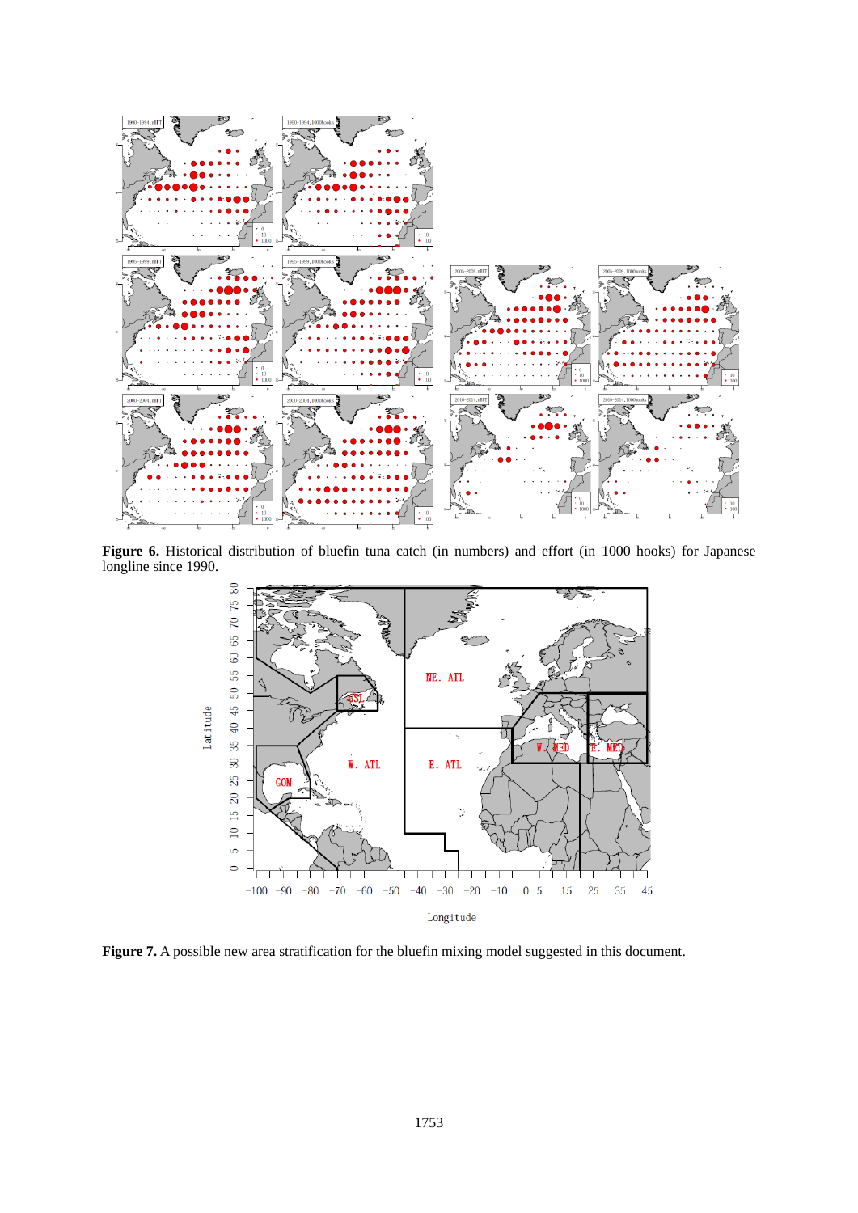1990-1994, nBFT

1990-1994, 1000hooks

1995-1999, nBFT

1995-1999, 1000hooks

2005-2009, nBFT

2005-2009, 1000hooks

2000-2004, nBFT

2000-2004, 1000hooks

2010-2014, nBFT

2010-2014, 1000hooks

**Figure 6.** Historical distribution of bluefin tuna catch (in numbers) and effort (in 1000 hooks) for Japanese longline since 1990.

NE. ATL

GSL

W. ATL

E. ATL

W. MED

E. MED

GOM

Latitude

0 5 10 15 20 25 30 35 40 45 50 55 60 65 70 75 80

Longitude

−100 −90 −80 −70 −60 −50 −40 −30 −20 −10 0 5 15 25 35 45

**Figure 7.** A possible new area stratification for the bluefin mixing model suggested in this document.